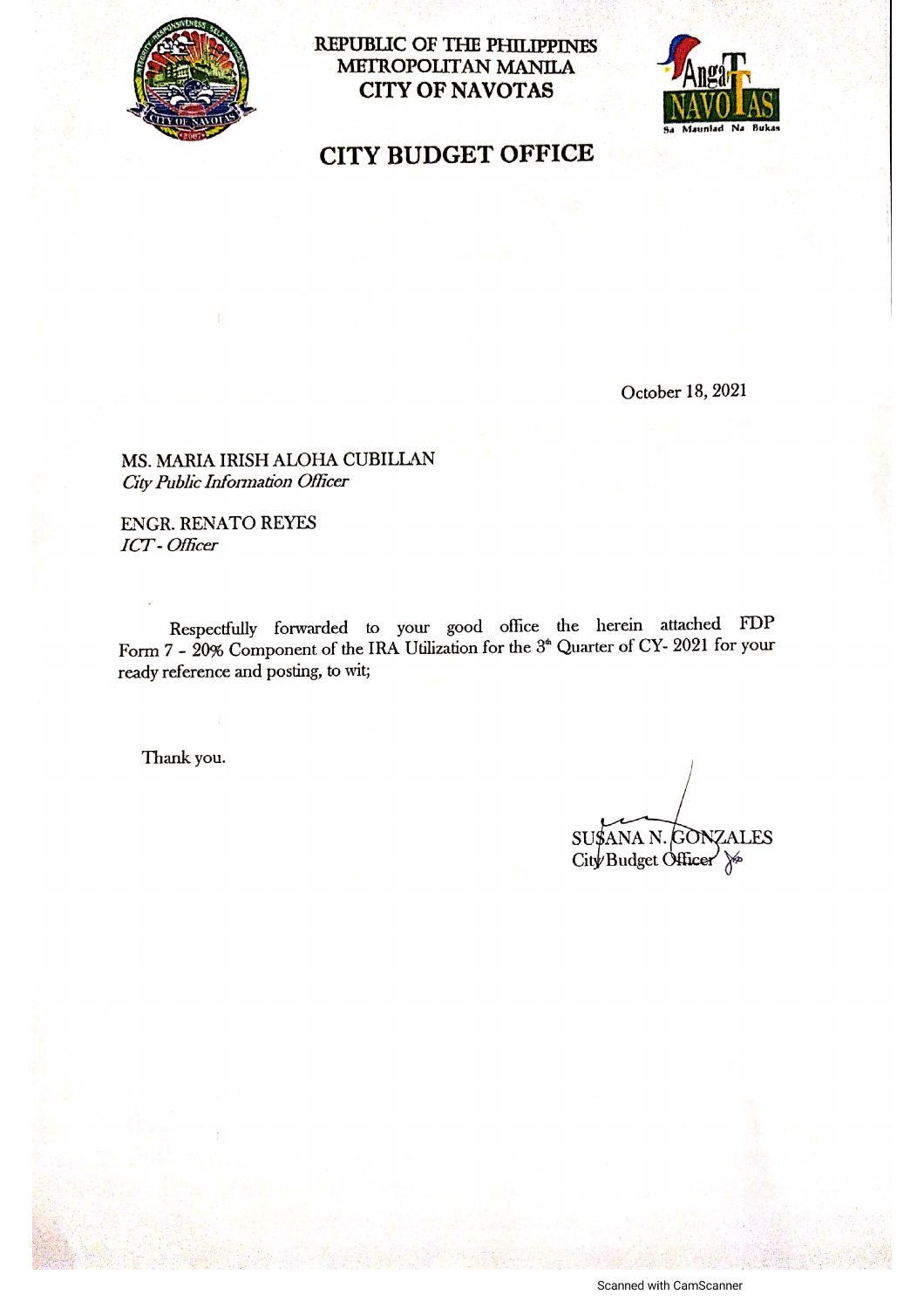REPUBLIC OF THE PHILIPPINES
METROPOLITAN MANILA
CITY OF NAVOTAS

# CITY BUDGET OFFICE

October 18, 2021

MS. MARIA IRISH ALOHA CUBILLAN
*City Public Information Officer*

ENGR. RENATO REYES
*ICT - Officer*

Respectfully forwarded to your good office the herein attached FDP Form 7 - 20% Component of the IRA Utilization for the 3rd Quarter of CY- 2021 for your ready reference and posting, to wit;

Thank you.

SUSANA N. GONZALES
City Budget Officer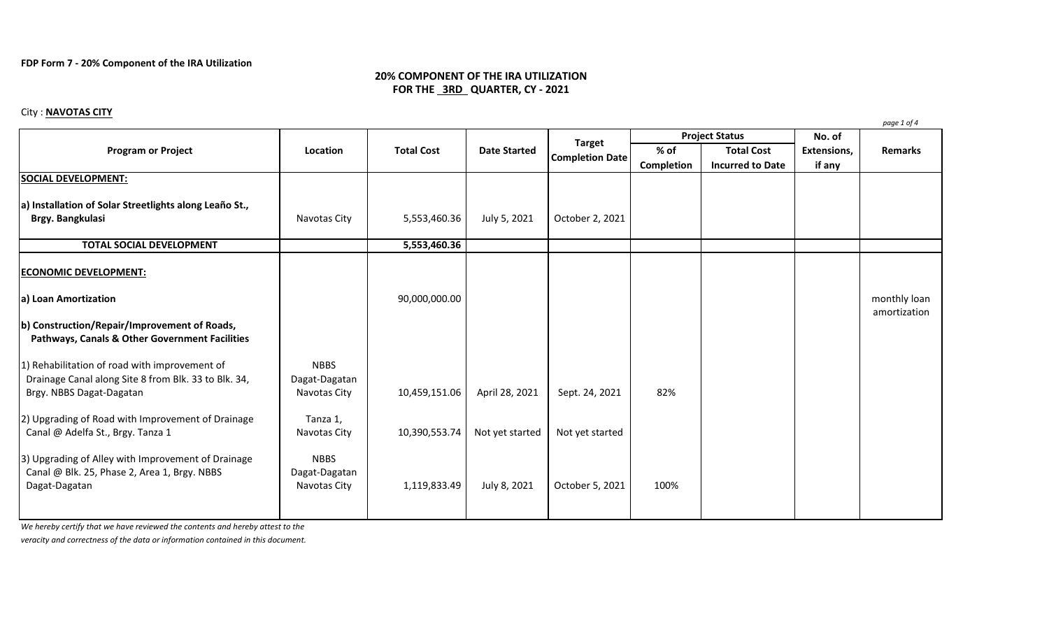**FDP Form 7 - 20% Component of the IRA Utilization**

## 20% COMPONENT OF THE IRA UTILIZATION
## FOR THE 3RD QUARTER, CY - 2021

City : **NAVOTAS CITY**

| Program or Project | Location | Total Cost | Date Started | Target Completion Date | Project Status | | No. of Extensions, if any | Remarks |
|---|---|---|---|---|---|---|---|---|
| | | | | | % of Completion | Total Cost Incurred to Date | | |
| **SOCIAL DEVELOPMENT:** | | | | | | | | |
| **a) Installation of Solar Streetlights along Leaño St., Brgy. Bangkulasi** | Navotas City | 5,553,460.36 | July 5, 2021 | October 2, 2021 | | | | |
| **TOTAL SOCIAL DEVELOPMENT** | | **5,553,460.36** | | | | | | |
| **ECONOMIC DEVELOPMENT:** | | | | | | | | |
| **a) Loan Amortization** | | 90,000,000.00 | | | | | | monthly loan amortization |
| **b) Construction/Repair/Improvement of Roads, Pathways, Canals & Other Government Facilities** | | | | | | | | |
| 1) Rehabilitation of road with improvement of Drainage Canal along Site 8 from Blk. 33 to Blk. 34, Brgy. NBBS Dagat-Dagatan | NBBS Dagat-Dagatan Navotas City | 10,459,151.06 | April 28, 2021 | Sept. 24, 2021 | 82% | | | |
| 2) Upgrading of Road with Improvement of Drainage Canal @ Adelfa St., Brgy. Tanza 1 | Tanza 1, Navotas City | 10,390,553.74 | Not yet started | Not yet started | | | | |
| 3) Upgrading of Alley with Improvement of Drainage Canal @ Blk. 25, Phase 2, Area 1, Brgy. NBBS Dagat-Dagatan | NBBS Dagat-Dagatan Navotas City | 1,119,833.49 | July 8, 2021 | October 5, 2021 | 100% | | | |

*We hereby certify that we have reviewed the contents and hereby attest to the veracity and correctness of the data or information contained in this document.*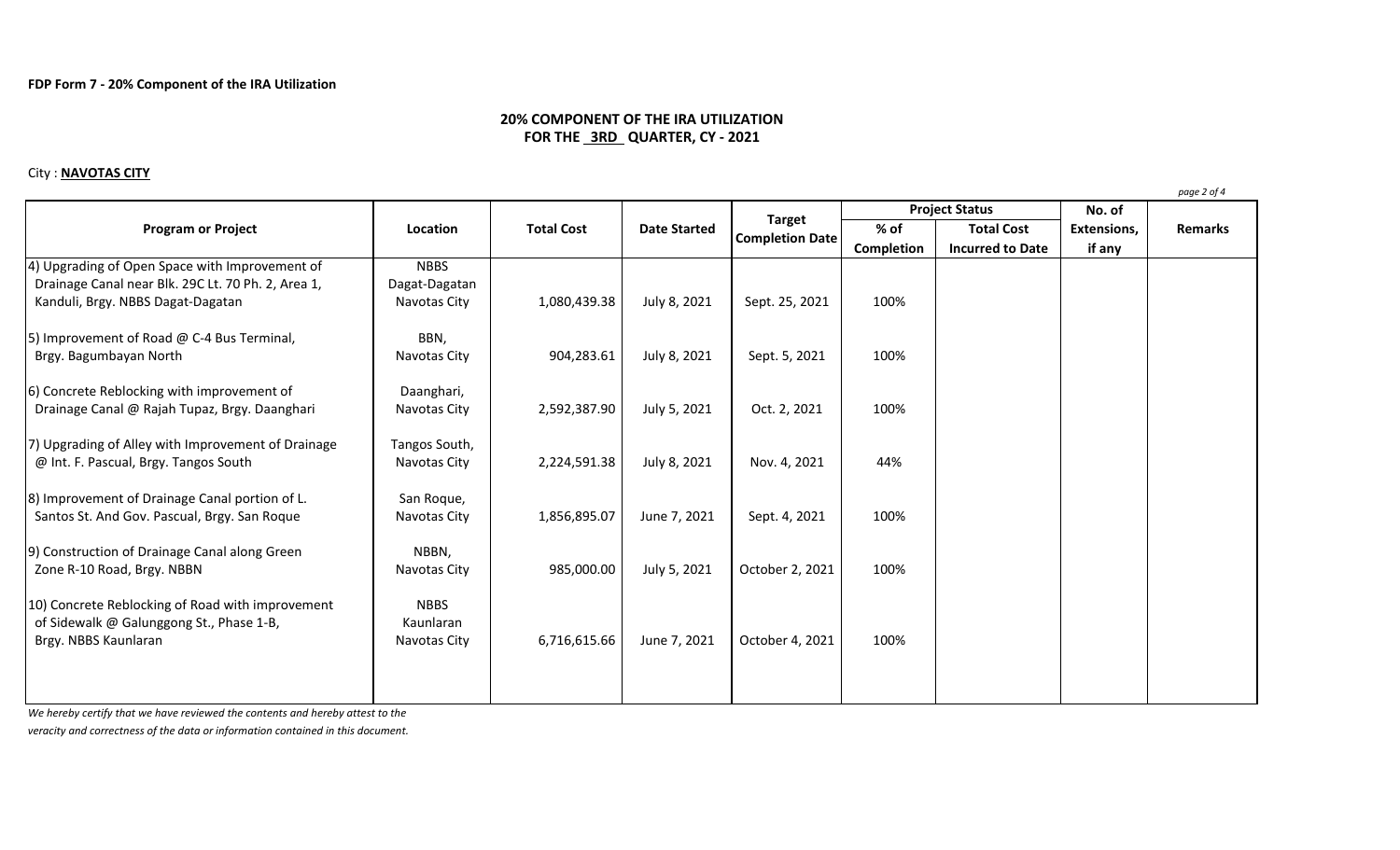**FDP Form 7 - 20% Component of the IRA Utilization**

## 20% COMPONENT OF THE IRA UTILIZATION
## FOR THE 3RD QUARTER, CY - 2021

City : **NAVOTAS CITY**

| Program or Project | Location | Total Cost | Date Started | Target Completion Date | Project Status | | No. of Extensions, if any | Remarks |
|---|---|---|---|---|---|---|---|---|
| | | | | | % of Completion | Total Cost Incurred to Date | | |
| 4) Upgrading of Open Space with Improvement of Drainage Canal near Blk. 29C Lt. 70 Ph. 2, Area 1, Kanduli, Brgy. NBBS Dagat-Dagatan | NBBS Dagat-Dagatan Navotas City | 1,080,439.38 | July 8, 2021 | Sept. 25, 2021 | 100% | | | |
| 5) Improvement of Road @ C-4 Bus Terminal, Brgy. Bagumbayan North | BBN, Navotas City | 904,283.61 | July 8, 2021 | Sept. 5, 2021 | 100% | | | |
| 6) Concrete Reblocking with improvement of Drainage Canal @ Rajah Tupaz, Brgy. Daanghari | Daanghari, Navotas City | 2,592,387.90 | July 5, 2021 | Oct. 2, 2021 | 100% | | | |
| 7) Upgrading of Alley with Improvement of Drainage @ Int. F. Pascual, Brgy. Tangos South | Tangos South, Navotas City | 2,224,591.38 | July 8, 2021 | Nov. 4, 2021 | 44% | | | |
| 8) Improvement of Drainage Canal portion of L. Santos St. And Gov. Pascual, Brgy. San Roque | San Roque, Navotas City | 1,856,895.07 | June 7, 2021 | Sept. 4, 2021 | 100% | | | |
| 9) Construction of Drainage Canal along Green Zone R-10 Road, Brgy. NBBN | NBBN, Navotas City | 985,000.00 | July 5, 2021 | October 2, 2021 | 100% | | | |
| 10) Concrete Reblocking of Road with improvement of Sidewalk @ Galunggong St., Phase 1-B, Brgy. NBBS Kaunlaran | NBBS Kaunlaran Navotas City | 6,716,615.66 | June 7, 2021 | October 4, 2021 | 100% | | | |

*We hereby certify that we have reviewed the contents and hereby attest to the veracity and correctness of the data or information contained in this document.*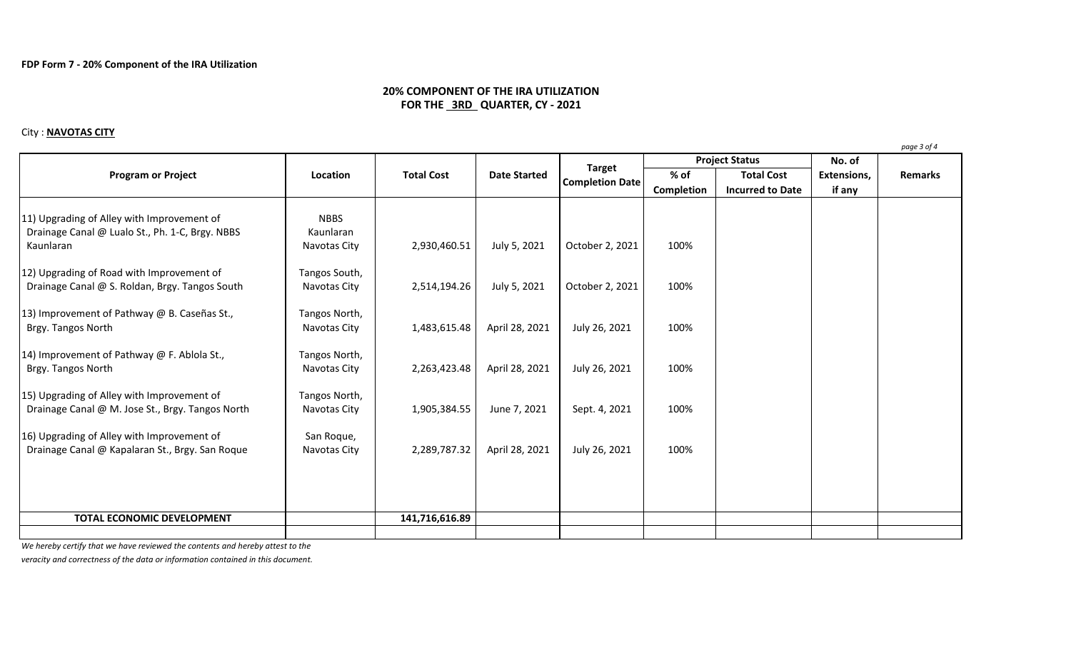**FDP Form 7 - 20% Component of the IRA Utilization**

## 20% COMPONENT OF THE IRA UTILIZATION
## FOR THE 3RD QUARTER, CY - 2021

City : **NAVOTAS CITY**

| Program or Project | Location | Total Cost | Date Started | Target Completion Date | Project Status | | No. of Extensions, if any | Remarks |
|---|---|---|---|---|---|---|---|---|
| | | | | | % of Completion | Total Cost Incurred to Date | | |
| 11) Upgrading of Alley with Improvement of Drainage Canal @ Lualo St., Ph. 1-C, Brgy. NBBS Kaunlaran | NBBS Kaunlaran Navotas City | 2,930,460.51 | July 5, 2021 | October 2, 2021 | 100% | | | |
| 12) Upgrading of Road with Improvement of Drainage Canal @ S. Roldan, Brgy. Tangos South | Tangos South, Navotas City | 2,514,194.26 | July 5, 2021 | October 2, 2021 | 100% | | | |
| 13) Improvement of Pathway @ B. Caseñas St., Brgy. Tangos North | Tangos North, Navotas City | 1,483,615.48 | April 28, 2021 | July 26, 2021 | 100% | | | |
| 14) Improvement of Pathway @ F. Ablola St., Brgy. Tangos North | Tangos North, Navotas City | 2,263,423.48 | April 28, 2021 | July 26, 2021 | 100% | | | |
| 15) Upgrading of Alley with Improvement of Drainage Canal @ M. Jose St., Brgy. Tangos North | Tangos North, Navotas City | 1,905,384.55 | June 7, 2021 | Sept. 4, 2021 | 100% | | | |
| 16) Upgrading of Alley with Improvement of Drainage Canal @ Kapalaran St., Brgy. San Roque | San Roque, Navotas City | 2,289,787.32 | April 28, 2021 | July 26, 2021 | 100% | | | |
| **TOTAL ECONOMIC DEVELOPMENT** | | **141,716,616.89** | | | | | | |

*We hereby certify that we have reviewed the contents and hereby attest to the veracity and correctness of the data or information contained in this document.*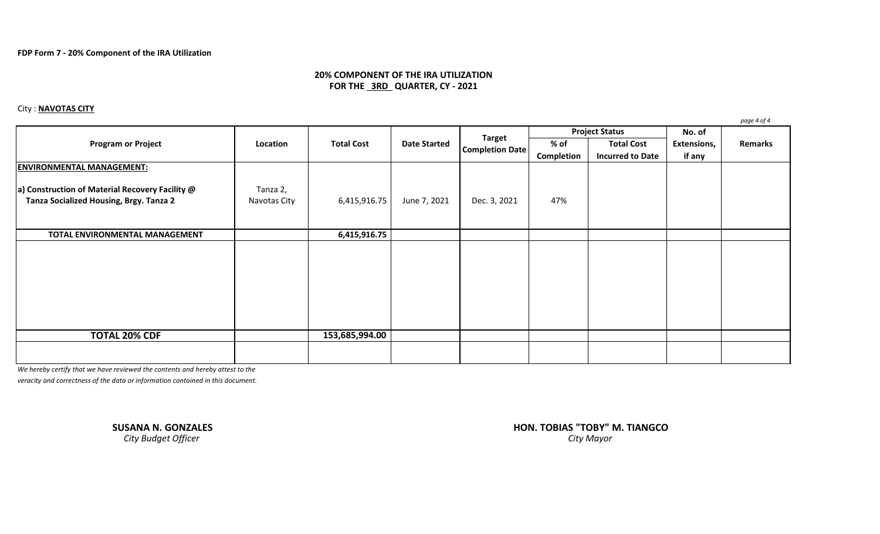FDP Form 7 - 20% Component of the IRA Utilization

## 20% COMPONENT OF THE IRA UTILIZATION
## FOR THE 3RD QUARTER, CY - 2021

City : **NAVOTAS CITY**

| Program or Project | Location | Total Cost | Date Started | Target Completion Date | Project Status | | No. of Extensions, if any | Remarks |
|---|---|---|---|---|---|---|---|---|
| | | | | | % of Completion | Total Cost Incurred to Date | | |
| **ENVIRONMENTAL MANAGEMENT:** | | | | | | | | |
| **a) Construction of Material Recovery Facility @ Tanza Socialized Housing, Brgy. Tanza 2** | Tanza 2, Navotas City | 6,415,916.75 | June 7, 2021 | Dec. 3, 2021 | 47% | | | |
| **TOTAL ENVIRONMENTAL MANAGEMENT** | | **6,415,916.75** | | | | | | |
| **TOTAL 20% CDF** | | **153,685,994.00** | | | | | | |

*We hereby certify that we have reviewed the contents and hereby attest to the veracity and correctness of the data or information contained in this document.*

**SUSANA N. GONZALES**
*City Budget Officer*

**HON. TOBIAS "TOBY" M. TIANGCO**
*City Mayor*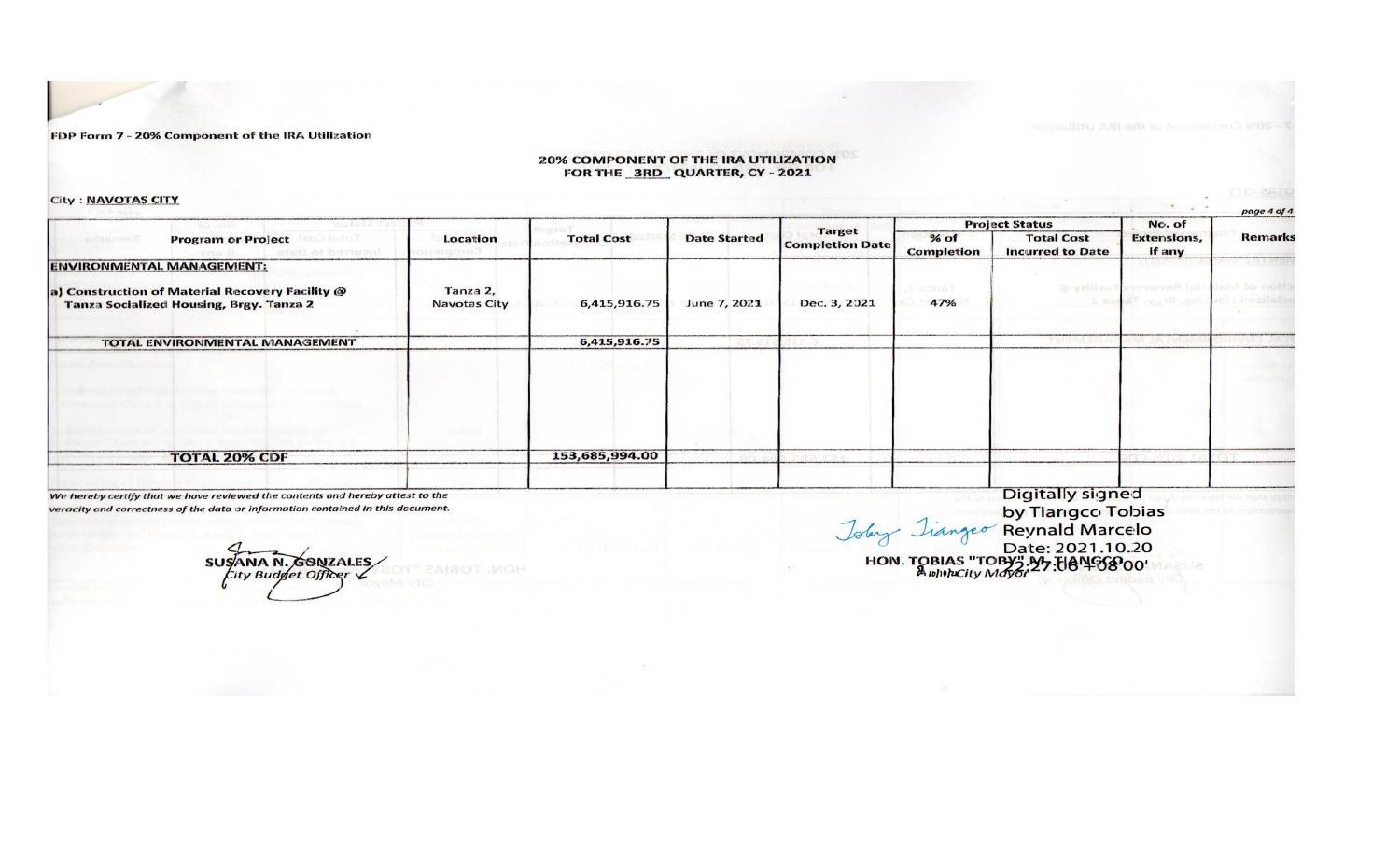FDP Form 7 - 20% Component of the IRA Utilization

**20% COMPONENT OF THE IRA UTILIZATION**
**FOR THE 3RD QUARTER, CY - 2021**

City : **NAVOTAS CITY**

| Program or Project | Location | Total Cost | Date Started | Target Completion Date | Project Status | | No. of Extensions, if any | Remarks |
|---|---|---|---|---|---|---|---|---|
| | | | | | % of Completion | Total Cost Incurred to Date | | |
| **ENVIRONMENTAL MANAGEMENT:** | | | | | | | | |
| a) Construction of Material Recovery Facility @ Tanza Socialized Housing, Brgy. Tanza 2 | Tanza 2, Navotas City | 6,415,916.75 | June 7, 2021 | Dec. 3, 2021 | 47% | | | |
| TOTAL ENVIRONMENTAL MANAGEMENT | | 6,415,916.75 | | | | | | |
| TOTAL 20% CDF | | 153,685,994.00 | | | | | | |

*We hereby certify that we have reviewed the contents and hereby attest to the veracity and correctness of the data or information contained in this document.*

SUSANA N. GONZALES
City Budget Officer

Digitally signed by Tiangco Tobias Reynald Marcelo
Date: 2021.10.20 22:27:06 +08'00'

HON. TOBIAS "TOBY" M. TIANGCO
City Mayor